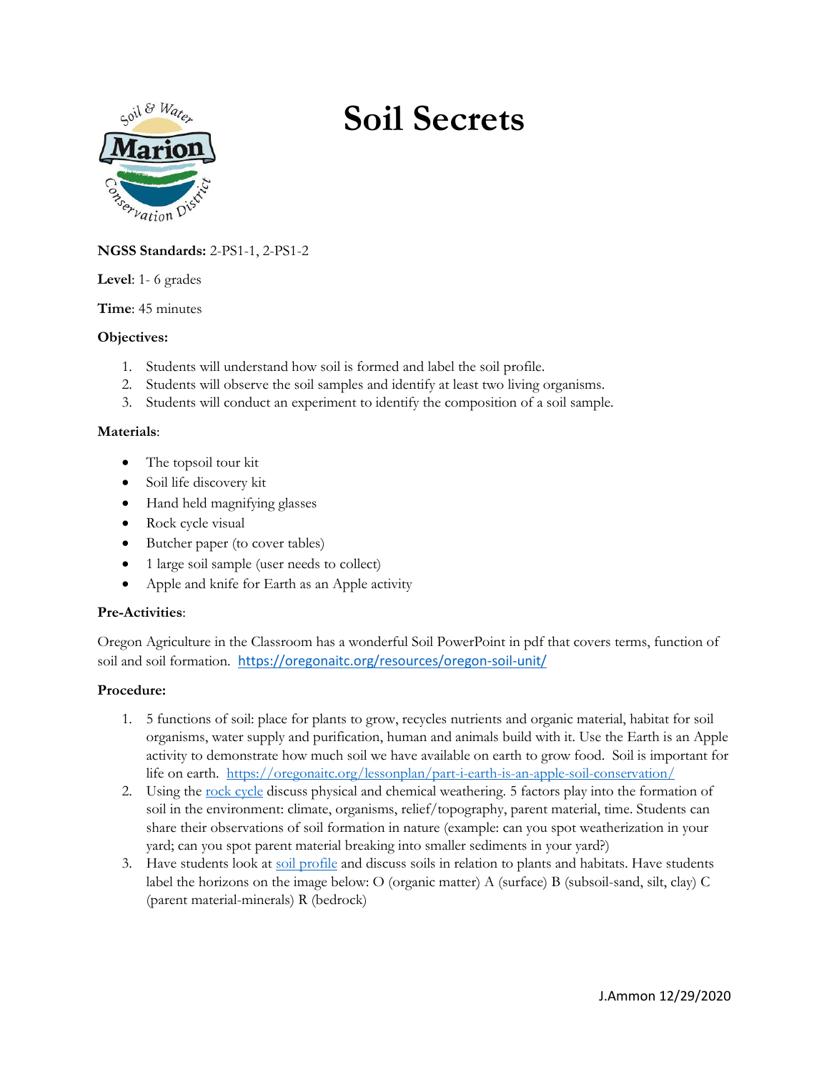# Soil Secrets

**NGSS Standards:** 2-PS1-1, 2-PS1-2

**Level**: 1- 6 grades

**Time**: 45 minutes

**Objectives:**

1. Students will understand how soil is formed and label the soil profile.
2. Students will observe the soil samples and identify at least two living organisms.
3. Students will conduct an experiment to identify the composition of a soil sample.

**Materials**:

- The topsoil tour kit
- Soil life discovery kit
- Hand held magnifying glasses
- Rock cycle visual
- Butcher paper (to cover tables)
- 1 large soil sample (user needs to collect)
- Apple and knife for Earth as an Apple activity

**Pre-Activities**:

Oregon Agriculture in the Classroom has a wonderful Soil PowerPoint in pdf that covers terms, function of soil and soil formation. https://oregonaitc.org/resources/oregon-soil-unit/

**Procedure:**

1. 5 functions of soil: place for plants to grow, recycles nutrients and organic material, habitat for soil organisms, water supply and purification, human and animals build with it. Use the Earth is an Apple activity to demonstrate how much soil we have available on earth to grow food. Soil is important for life on earth. https://oregonaitc.org/lessonplan/part-i-earth-is-an-apple-soil-conservation/
2. Using the rock cycle discuss physical and chemical weathering. 5 factors play into the formation of soil in the environment: climate, organisms, relief/topography, parent material, time. Students can share their observations of soil formation in nature (example: can you spot weatherization in your yard; can you spot parent material breaking into smaller sediments in your yard?)
3. Have students look at soil profile and discuss soils in relation to plants and habitats. Have students label the horizons on the image below: O (organic matter) A (surface) B (subsoil-sand, silt, clay) C (parent material-minerals) R (bedrock)

J.Ammon 12/29/2020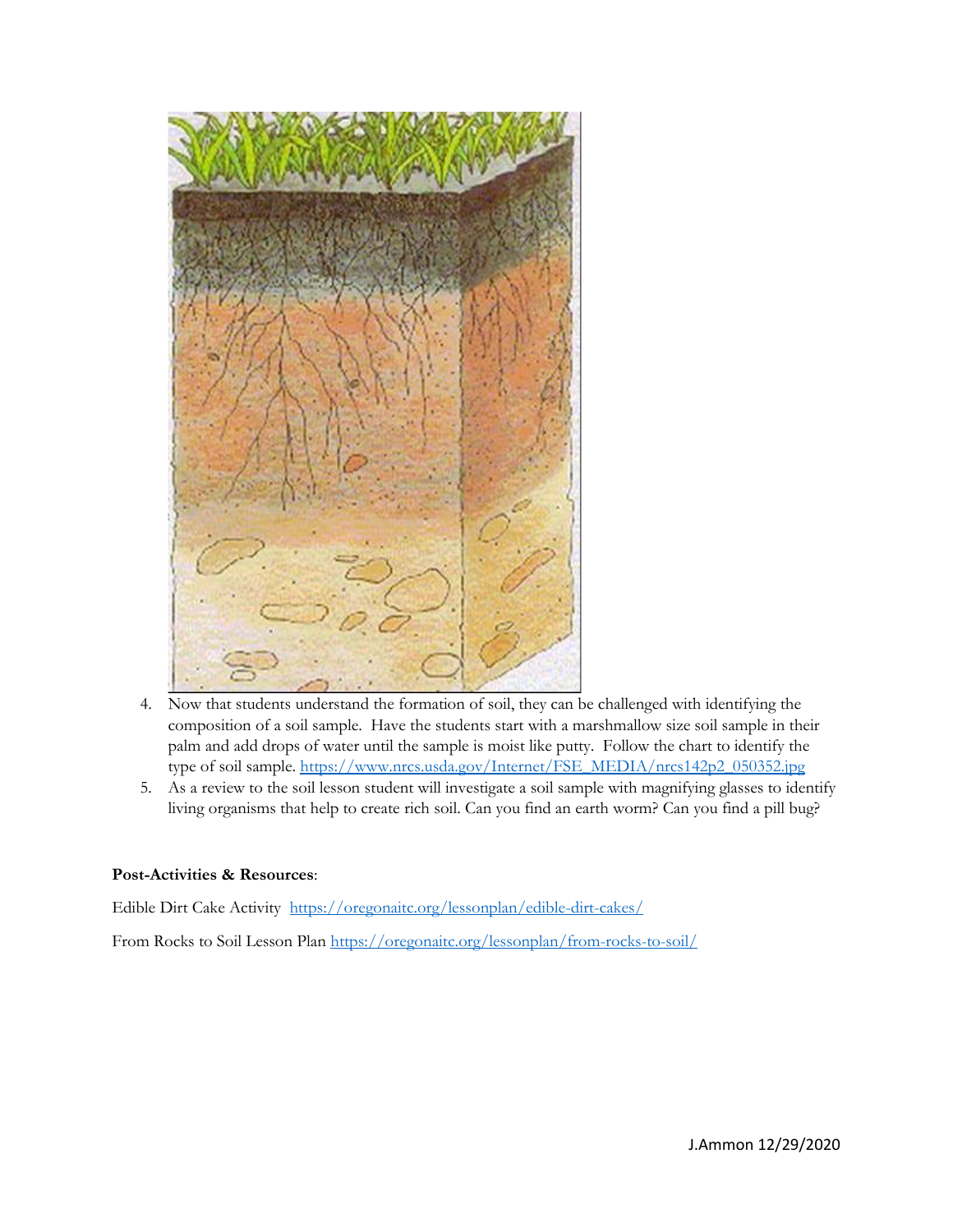4. Now that students understand the formation of soil, they can be challenged with identifying the composition of a soil sample. Have the students start with a marshmallow size soil sample in their palm and add drops of water until the sample is moist like putty. Follow the chart to identify the type of soil sample. https://www.nrcs.usda.gov/Internet/FSE_MEDIA/nrcs142p2_050352.jpg
5. As a review to the soil lesson student will investigate a soil sample with magnifying glasses to identify living organisms that help to create rich soil. Can you find an earth worm? Can you find a pill bug?

**Post-Activities & Resources**:

Edible Dirt Cake Activity https://oregonaitc.org/lessonplan/edible-dirt-cakes/

From Rocks to Soil Lesson Plan https://oregonaitc.org/lessonplan/from-rocks-to-soil/

J.Ammon 12/29/2020